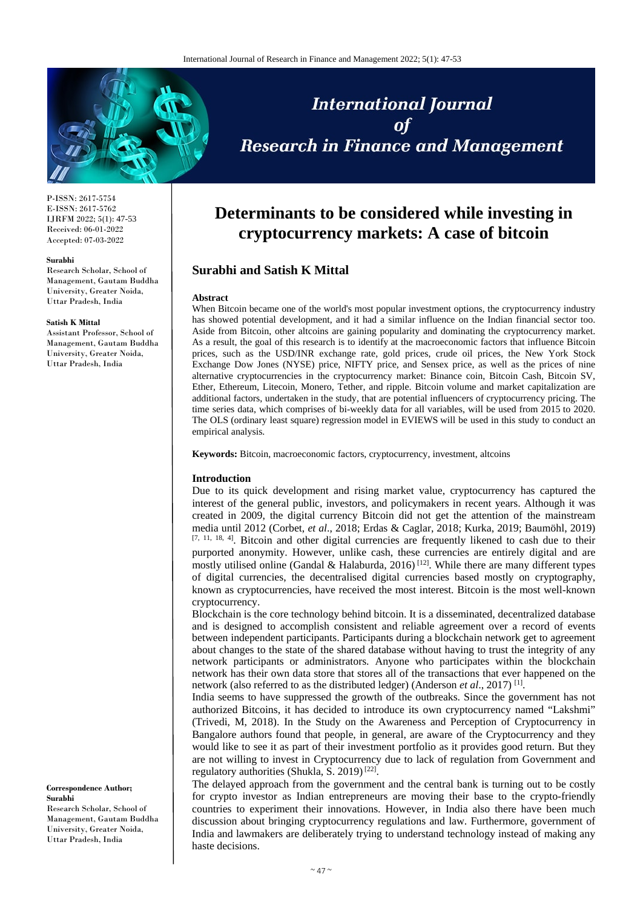# Determinants to be considered while investing in cryptocurrency markets: A case of bitcoin

**Surabhi and Satish K Mittal**

P-ISSN: 2617-5754
E-ISSN: 2617-5762
IJRFM 2022; 5(1): 47-53
Received: 06-01-2022
Accepted: 07-03-2022

**Surabhi**
Research Scholar, School of Management, Gautam Buddha University, Greater Noida, Uttar Pradesh, India

**Satish K Mittal**
Assistant Professor, School of Management, Gautam Buddha University, Greater Noida, Uttar Pradesh, India

**Correspondence Author; Surabhi**
Research Scholar, School of Management, Gautam Buddha University, Greater Noida, Uttar Pradesh, India

**Abstract**

When Bitcoin became one of the world's most popular investment options, the cryptocurrency industry has showed potential development, and it had a similar influence on the Indian financial sector too. Aside from Bitcoin, other altcoins are gaining popularity and dominating the cryptocurrency market. As a result, the goal of this research is to identify at the macroeconomic factors that influence Bitcoin prices, such as the USD/INR exchange rate, gold prices, crude oil prices, the New York Stock Exchange Dow Jones (NYSE) price, NIFTY price, and Sensex price, as well as the prices of nine alternative cryptocurrencies in the cryptocurrency market: Binance coin, Bitcoin Cash, Bitcoin SV, Ether, Ethereum, Litecoin, Monero, Tether, and ripple. Bitcoin volume and market capitalization are additional factors, undertaken in the study, that are potential influencers of cryptocurrency pricing. The time series data, which comprises of bi-weekly data for all variables, will be used from 2015 to 2020. The OLS (ordinary least square) regression model in EVIEWS will be used in this study to conduct an empirical analysis.

**Keywords:** Bitcoin, macroeconomic factors, cryptocurrency, investment, altcoins

## Introduction

Due to its quick development and rising market value, cryptocurrency has captured the interest of the general public, investors, and policymakers in recent years. Although it was created in 2009, the digital currency Bitcoin did not get the attention of the mainstream media until 2012 (Corbet, *et al*., 2018; Erdas & Caglar, 2018; Kurka, 2019; Baumöhl, 2019) [7, 11, 18, 4]. Bitcoin and other digital currencies are frequently likened to cash due to their purported anonymity. However, unlike cash, these currencies are entirely digital and are mostly utilised online (Gandal & Halaburda, 2016) [12]. While there are many different types of digital currencies, the decentralised digital currencies based mostly on cryptography, known as cryptocurrencies, have received the most interest. Bitcoin is the most well-known cryptocurrency.

Blockchain is the core technology behind bitcoin. It is a disseminated, decentralized database and is designed to accomplish consistent and reliable agreement over a record of events between independent participants. Participants during a blockchain network get to agreement about changes to the state of the shared database without having to trust the integrity of any network participants or administrators. Anyone who participates within the blockchain network has their own data store that stores all of the transactions that ever happened on the network (also referred to as the distributed ledger) (Anderson *et al*., 2017) [1].

India seems to have suppressed the growth of the outbreaks. Since the government has not authorized Bitcoins, it has decided to introduce its own cryptocurrency named "Lakshmi" (Trivedi, M, 2018). In the Study on the Awareness and Perception of Cryptocurrency in Bangalore authors found that people, in general, are aware of the Cryptocurrency and they would like to see it as part of their investment portfolio as it provides good return. But they are not willing to invest in Cryptocurrency due to lack of regulation from Government and regulatory authorities (Shukla, S. 2019) [22].

The delayed approach from the government and the central bank is turning out to be costly for crypto investor as Indian entrepreneurs are moving their base to the crypto-friendly countries to experiment their innovations. However, in India also there have been much discussion about bringing cryptocurrency regulations and law. Furthermore, government of India and lawmakers are deliberately trying to understand technology instead of making any haste decisions.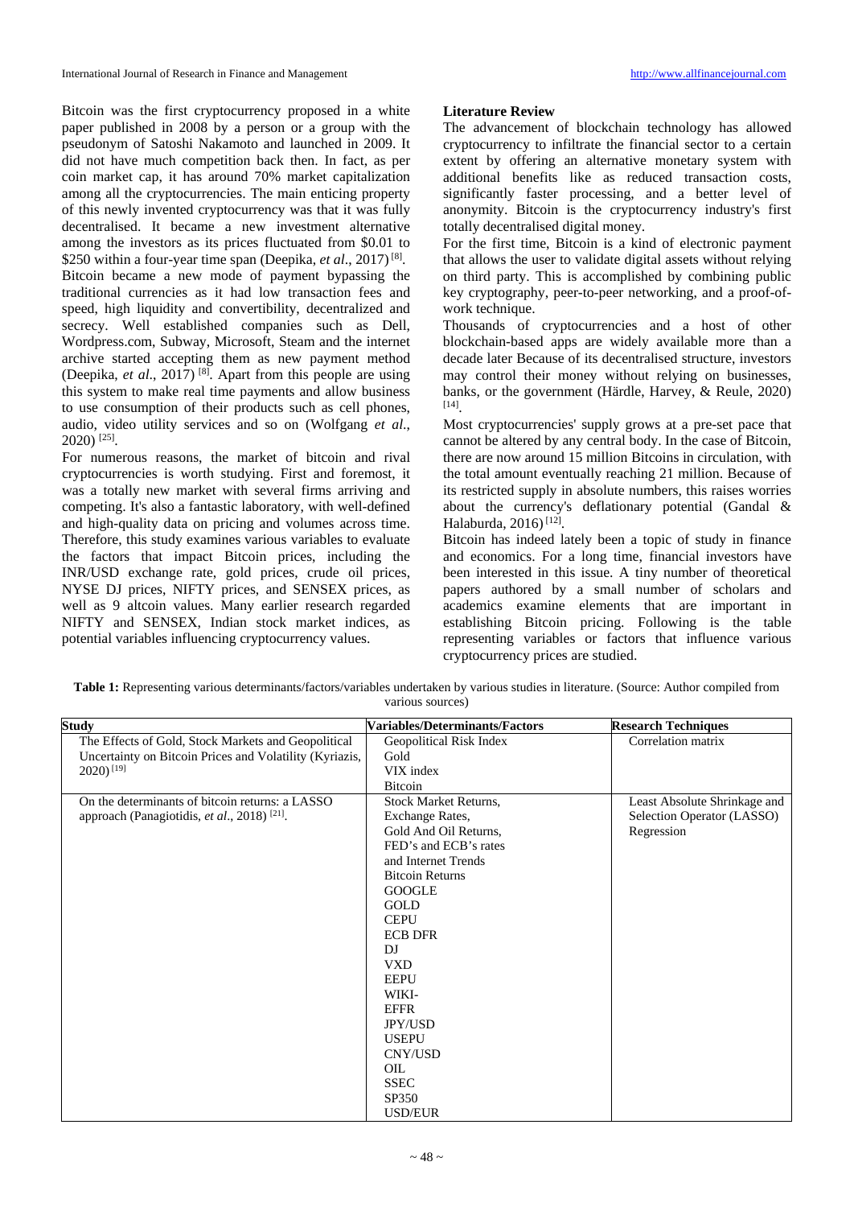Bitcoin was the first cryptocurrency proposed in a white paper published in 2008 by a person or a group with the pseudonym of Satoshi Nakamoto and launched in 2009. It did not have much competition back then. In fact, as per coin market cap, it has around 70% market capitalization among all the cryptocurrencies. The main enticing property of this newly invented cryptocurrency was that it was fully decentralised. It became a new investment alternative among the investors as its prices fluctuated from $0.01 to $250 within a four-year time span (Deepika, *et al*., 2017) [8].

Bitcoin became a new mode of payment bypassing the traditional currencies as it had low transaction fees and speed, high liquidity and convertibility, decentralized and secrecy. Well established companies such as Dell, Wordpress.com, Subway, Microsoft, Steam and the internet archive started accepting them as new payment method (Deepika, *et al*., 2017) [8]. Apart from this people are using this system to make real time payments and allow business to use consumption of their products such as cell phones, audio, video utility services and so on (Wolfgang *et al*., 2020) [25].

For numerous reasons, the market of bitcoin and rival cryptocurrencies is worth studying. First and foremost, it was a totally new market with several firms arriving and competing. It's also a fantastic laboratory, with well-defined and high-quality data on pricing and volumes across time. Therefore, this study examines various variables to evaluate the factors that impact Bitcoin prices, including the INR/USD exchange rate, gold prices, crude oil prices, NYSE DJ prices, NIFTY prices, and SENSEX prices, as well as 9 altcoin values. Many earlier research regarded NIFTY and SENSEX, Indian stock market indices, as potential variables influencing cryptocurrency values.

**Literature Review**

The advancement of blockchain technology has allowed cryptocurrency to infiltrate the financial sector to a certain extent by offering an alternative monetary system with additional benefits like as reduced transaction costs, significantly faster processing, and a better level of anonymity. Bitcoin is the cryptocurrency industry's first totally decentralised digital money.

For the first time, Bitcoin is a kind of electronic payment that allows the user to validate digital assets without relying on third party. This is accomplished by combining public key cryptography, peer-to-peer networking, and a proof-of-work technique.

Thousands of cryptocurrencies and a host of other blockchain-based apps are widely available more than a decade later Because of its decentralised structure, investors may control their money without relying on businesses, banks, or the government (Härdle, Harvey, & Reule, 2020) [14].

Most cryptocurrencies' supply grows at a pre-set pace that cannot be altered by any central body. In the case of Bitcoin, there are now around 15 million Bitcoins in circulation, with the total amount eventually reaching 21 million. Because of its restricted supply in absolute numbers, this raises worries about the currency's deflationary potential (Gandal & Halaburda, 2016) [12].

Bitcoin has indeed lately been a topic of study in finance and economics. For a long time, financial investors have been interested in this issue. A tiny number of theoretical papers authored by a small number of scholars and academics examine elements that are important in establishing Bitcoin pricing. Following is the table representing variables or factors that influence various cryptocurrency prices are studied.

**Table 1:** Representing various determinants/factors/variables undertaken by various studies in literature. (Source: Author compiled from various sources)

| Study | Variables/Determinants/Factors | Research Techniques |
|---|---|---|
| The Effects of Gold, Stock Markets and Geopolitical Uncertainty on Bitcoin Prices and Volatility (Kyriazis, 2020) [19] | Geopolitical Risk Index<br>Gold<br>VIX index<br>Bitcoin | Correlation matrix |
| On the determinants of bitcoin returns: a LASSO approach (Panagiotidis, *et al*., 2018) [21]. | Stock Market Returns,<br>Exchange Rates,<br>Gold And Oil Returns,<br>FED's and ECB's rates<br>and Internet Trends<br>Bitcoin Returns<br>GOOGLE<br>GOLD<br>CEPU<br>ECB DFR<br>DJ<br>VXD<br>EEPU<br>WIKI-<br>EFFR<br>JPY/USD<br>USEPU<br>CNY/USD<br>OIL<br>SSEC<br>SP350<br>USD/EUR | Least Absolute Shrinkage and Selection Operator (LASSO) Regression |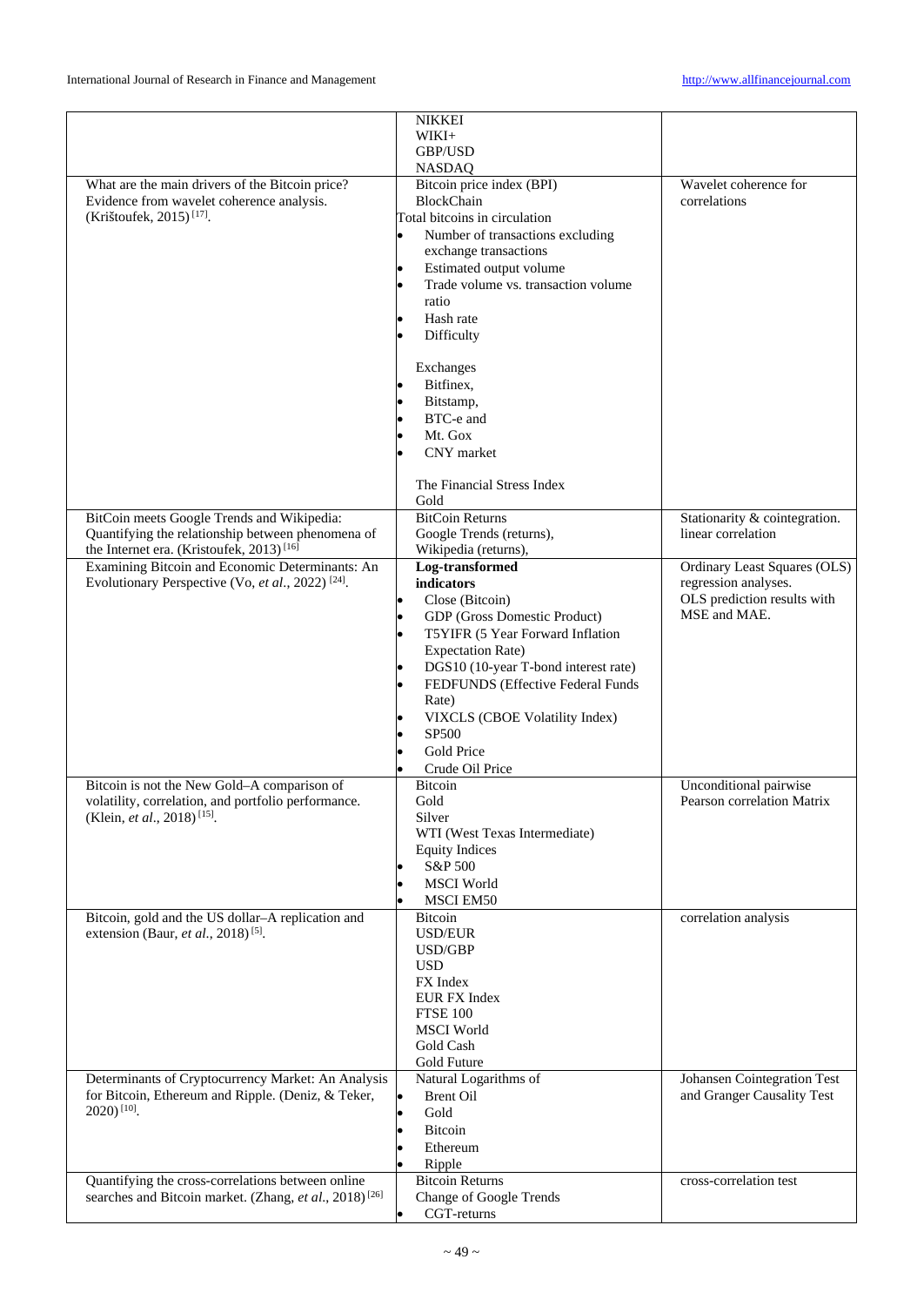| | | |
|---|---|---|
| | NIKKEI<br>WIKI+<br>GBP/USD<br>NASDAQ | |
| What are the main drivers of the Bitcoin price? Evidence from wavelet coherence analysis. (Krištoufek, 2015) [17]. | Bitcoin price index (BPI)<br>BlockChain<br>Total bitcoins in circulation<br>• Number of transactions excluding exchange transactions<br>• Estimated output volume<br>• Trade volume vs. transaction volume ratio<br>• Hash rate<br>• Difficulty<br><br>Exchanges<br>• Bitfinex,<br>• Bitstamp,<br>• BTC-e and<br>• Mt. Gox<br>• CNY market<br><br>The Financial Stress Index<br>Gold | Wavelet coherence for correlations |
| BitCoin meets Google Trends and Wikipedia: Quantifying the relationship between phenomena of the Internet era. (Kristoufek, 2013) [16] | BitCoin Returns<br>Google Trends (returns),<br>Wikipedia (returns), | Stationarity & cointegration. linear correlation |
| Examining Bitcoin and Economic Determinants: An Evolutionary Perspective (Vo, *et al*., 2022) [24]. | **Log-transformed indicators**<br>• Close (Bitcoin)<br>• GDP (Gross Domestic Product)<br>• T5YIFR (5 Year Forward Inflation Expectation Rate)<br>• DGS10 (10-year T-bond interest rate)<br>• FEDFUNDS (Effective Federal Funds Rate)<br>• VIXCLS (CBOE Volatility Index)<br>• SP500<br>• Gold Price<br>• Crude Oil Price | Ordinary Least Squares (OLS) regression analyses.<br>OLS prediction results with MSE and MAE. |
| Bitcoin is not the New Gold–A comparison of volatility, correlation, and portfolio performance. (Klein, *et al*., 2018) [15]. | Bitcoin<br>Gold<br>Silver<br>WTI (West Texas Intermediate)<br>Equity Indices<br>• S&P 500<br>• MSCI World<br>• MSCI EM50 | Unconditional pairwise Pearson correlation Matrix |
| Bitcoin, gold and the US dollar–A replication and extension (Baur, *et al*., 2018) [5]. | Bitcoin<br>USD/EUR<br>USD/GBP<br>USD<br>FX Index<br>EUR FX Index<br>FTSE 100<br>MSCI World<br>Gold Cash<br>Gold Future | correlation analysis |
| Determinants of Cryptocurrency Market: An Analysis for Bitcoin, Ethereum and Ripple. (Deniz, & Teker, 2020) [10]. | Natural Logarithms of<br>• Brent Oil<br>• Gold<br>• Bitcoin<br>• Ethereum<br>• Ripple | Johansen Cointegration Test and Granger Causality Test |
| Quantifying the cross-correlations between online searches and Bitcoin market. (Zhang, *et al*., 2018) [26] | Bitcoin Returns<br>Change of Google Trends<br>• CGT-returns | cross-correlation test |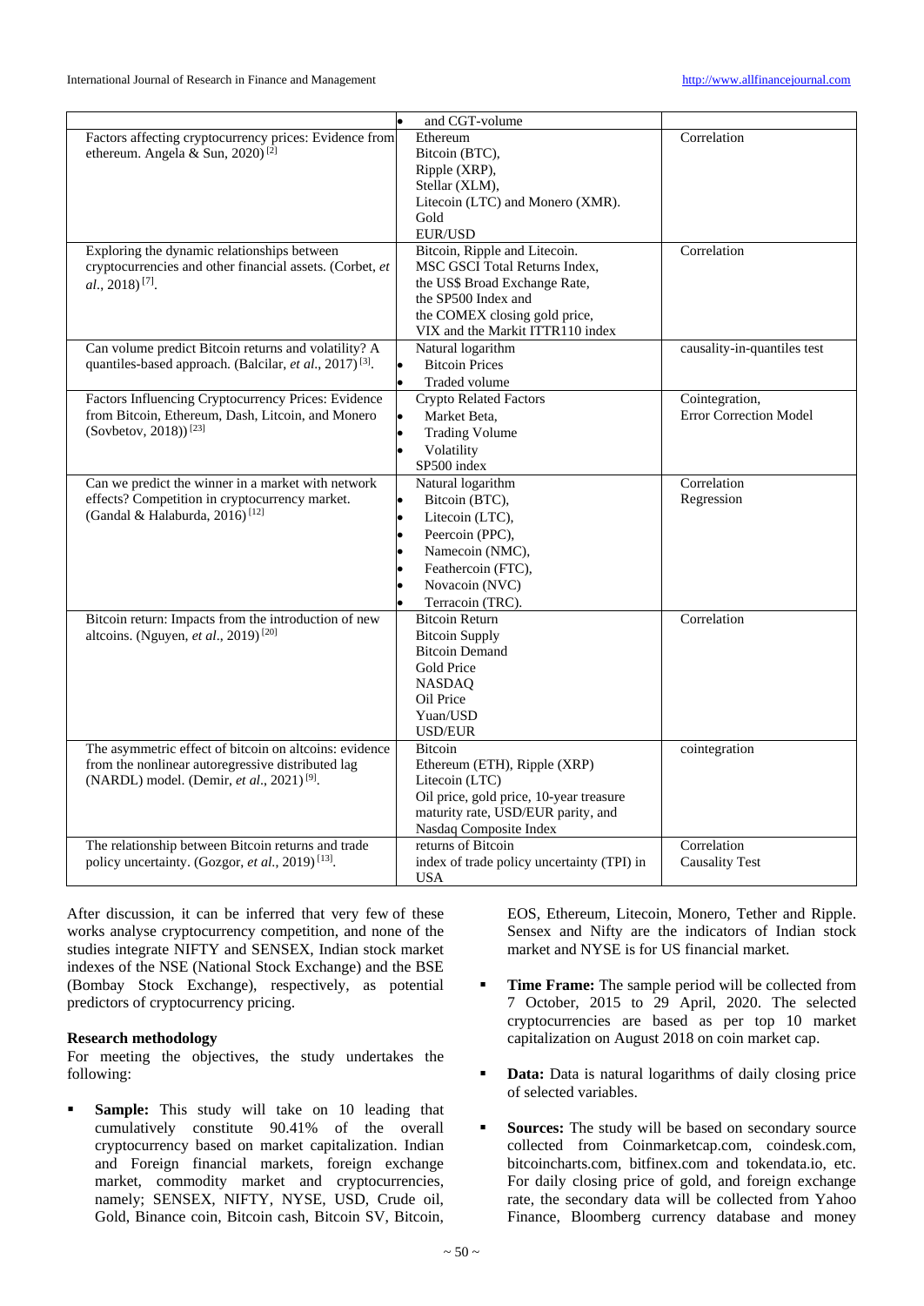| | | |
|---|---|---|
| | • and CGT-volume | |
| Factors affecting cryptocurrency prices: Evidence from ethereum. Angela & Sun, 2020) [2] | Ethereum<br>Bitcoin (BTC),<br>Ripple (XRP),<br>Stellar (XLM),<br>Litecoin (LTC) and Monero (XMR).<br>Gold<br>EUR/USD | Correlation |
| Exploring the dynamic relationships between cryptocurrencies and other financial assets. (Corbet, *et al*., 2018) [7]. | Bitcoin, Ripple and Litecoin.<br>MSC GSCI Total Returns Index,<br>the US$ Broad Exchange Rate,<br>the SP500 Index and<br>the COMEX closing gold price,<br>VIX and the Markit ITTR110 index | Correlation |
| Can volume predict Bitcoin returns and volatility? A quantiles-based approach. (Balcilar, *et al*., 2017) [3]. | Natural logarithm<br>• Bitcoin Prices<br>• Traded volume | causality-in-quantiles test |
| Factors Influencing Cryptocurrency Prices: Evidence from Bitcoin, Ethereum, Dash, Litcoin, and Monero (Sovbetov, 2018)) [23] | Crypto Related Factors<br>• Market Beta,<br>• Trading Volume<br>• Volatility<br>SP500 index | Cointegration,<br>Error Correction Model |
| Can we predict the winner in a market with network effects? Competition in cryptocurrency market. (Gandal & Halaburda, 2016) [12] | Natural logarithm<br>• Bitcoin (BTC),<br>• Litecoin (LTC),<br>• Peercoin (PPC),<br>• Namecoin (NMC),<br>• Feathercoin (FTC),<br>• Novacoin (NVC)<br>• Terracoin (TRC). | Correlation<br>Regression |
| Bitcoin return: Impacts from the introduction of new altcoins. (Nguyen, *et al*., 2019) [20] | Bitcoin Return<br>Bitcoin Supply<br>Bitcoin Demand<br>Gold Price<br>NASDAQ<br>Oil Price<br>Yuan/USD<br>USD/EUR | Correlation |
| The asymmetric effect of bitcoin on altcoins: evidence from the nonlinear autoregressive distributed lag (NARDL) model. (Demir, *et al*., 2021) [9]. | Bitcoin<br>Ethereum (ETH), Ripple (XRP)<br>Litecoin (LTC)<br>Oil price, gold price, 10-year treasure maturity rate, USD/EUR parity, and Nasdaq Composite Index | cointegration |
| The relationship between Bitcoin returns and trade policy uncertainty. (Gozgor, *et al*., 2019) [13]. | returns of Bitcoin<br>index of trade policy uncertainty (TPI) in USA | Correlation<br>Causality Test |

After discussion, it can be inferred that very few of these works analyse cryptocurrency competition, and none of the studies integrate NIFTY and SENSEX, Indian stock market indexes of the NSE (National Stock Exchange) and the BSE (Bombay Stock Exchange), respectively, as potential predictors of cryptocurrency pricing.

**Research methodology**

For meeting the objectives, the study undertakes the following:

- **Sample:** This study will take on 10 leading that cumulatively constitute 90.41% of the overall cryptocurrency based on market capitalization. Indian and Foreign financial markets, foreign exchange market, commodity market and cryptocurrencies, namely; SENSEX, NIFTY, NYSE, USD, Crude oil, Gold, Binance coin, Bitcoin cash, Bitcoin SV, Bitcoin, EOS, Ethereum, Litecoin, Monero, Tether and Ripple. Sensex and Nifty are the indicators of Indian stock market and NYSE is for US financial market.
- **Time Frame:** The sample period will be collected from 7 October, 2015 to 29 April, 2020. The selected cryptocurrencies are based as per top 10 market capitalization on August 2018 on coin market cap.
- **Data:** Data is natural logarithms of daily closing price of selected variables.
- **Sources:** The study will be based on secondary source collected from Coinmarketcap.com, coindesk.com, bitcoincharts.com, bitfinex.com and tokendata.io, etc. For daily closing price of gold, and foreign exchange rate, the secondary data will be collected from Yahoo Finance, Bloomberg currency database and money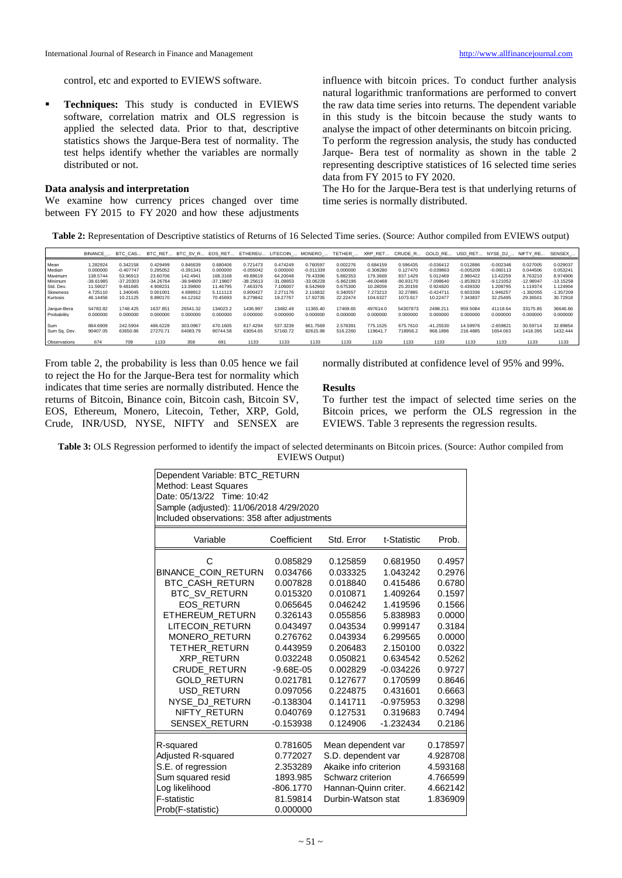control, etc and exported to EVIEWS software.

- **Techniques:** This study is conducted in EVIEWS software, correlation matrix and OLS regression is applied the selected data. Prior to that, descriptive statistics shows the Jarque-Bera test of normality. The test helps identify whether the variables are normally distributed or not.

### Data analysis and interpretation

We examine how currency prices changed over time between FY 2015 to FY 2020 and how these adjustments influence with bitcoin prices. To conduct further analysis natural logarithmic tranformations are performed to convert the raw data time series into returns. The dependent variable in this study is the bitcoin because the study wants to analyse the impact of other determinants on bitcoin pricing.

To perform the regression analysis, the study has conducted Jarque- Bera test of normality as shown in the table 2 representing descriptive statistices of 16 selected time series data from FY 2015 to FY 2020.

The Ho for the Jarque-Bera test is that underlying returns of time series is normally distributed.

**Table 2:** Representation of Descriptive statistics of Returns of 16 Selected Time series. (Source: Author compiled from EVIEWS output)

| | BINANCE_... | BTC_CAS... | BTC_RET... | BTC_SV_R... | EOS_RET... | ETHEREU... | LITECOIN_... | MONERO_... | TETHER_... | XRP_RET... | CRUDE_R... | GOLD_RE... | USD_RET... | NYSE_DJ_... | NIFTY_RE... | SENSEX_... |
|---|---|---|---|---|---|---|---|---|---|---|---|---|---|---|---|---|
| Mean | 1.282924 | 0.342158 | 0.429499 | 0.846639 | 0.680406 | 0.721473 | 0.474249 | 0.760597 | 0.002276 | 0.684159 | 0.596435 | -0.036412 | 0.012886 | -0.002348 | 0.027005 | 0.029037 |
| Median | 0.000000 | -0.407747 | 0.295052 | -0.391341 | 0.000000 | -0.055042 | 0.000000 | -0.011339 | 0.000000 | -0.308280 | 0.127470 | -0.039863 | -0.005209 | -0.060113 | 0.044506 | 0.053241 |
| Maximum | 138.5744 | 53.96913 | 23.60706 | 142.4941 | 168.3168 | 49.88619 | 64.20048 | 79.43396 | 5.882353 | 179.3669 | 837.1429 | 5.012469 | 2.980422 | 13.42259 | 8.763210 | 8.974906 |
| Minimum | -38.61985 | -37.20303 | -34.26764 | -38.94809 | -37.19807 | -38.25613 | -31.08853 | -33.06228 | -5.862196 | -46.00468 | -90.83170 | -7.098640 | -1.853923 | -9.121052 | -12.98047 | -13.15258 |
| Std. Dev. | 11.59027 | 9.481685 | 4.908231 | 13.39800 | 11.46795 | 7.463376 | 7.106007 | 8.542969 | 0.675300 | 10.28059 | 25.20159 | 0.924820 | 0.439330 | 1.208795 | 1.119374 | 1.124904 |
| Skewness | 4.725110 | 1.340045 | 0.001001 | 4.698912 | 5.111113 | 0.800427 | 2.271176 | 2.116832 | 0.340557 | 7.273213 | 32.27885 | -0.424711 | 0.603336 | 1.946257 | -1.382055 | -1.357209 |
| Kurtosis | 46.14456 | 10.21125 | 8.890170 | 44.12162 | 70.45693 | 8.279842 | 19.27767 | 17.92735 | 22.22474 | 104.6327 | 1073.617 | 10.22477 | 7.343837 | 32.25495 | 29.36501 | 30.72918 |
| Jarque-Bera | 54783.82 | 1748.425 | 1637.851 | 26541.32 | 134023.2 | 1436.997 | 13482.49 | 11365.40 | 17469.65 | 497614.0 | 54307873 | 2498.211 | 959.5084 | 41118.64 | 33175.85 | 36646.66 |
| Probability | 0.000000 | 0.000000 | 0.000000 | 0.000000 | 0.000000 | 0.000000 | 0.000000 | 0.000000 | 0.000000 | 0.000000 | 0.000000 | 0.000000 | 0.000000 | 0.000000 | 0.000000 | 0.000000 |
| Sum | 864.6909 | 242.5904 | 486.6228 | 303.0967 | 470.1605 | 817.4294 | 537.3239 | 861.7569 | 2.578391 | 775.1525 | 675.7610 | -41.25530 | 14.59976 | -2.659821 | 30.59714 | 32.89854 |
| Sum Sq. Dev. | 90407.05 | 63650.86 | 27270.71 | 64083.79 | 90744.58 | 63054.65 | 57160.72 | 82615.98 | 516.2260 | 119641.7 | 718956.2 | 968.1896 | 218.4885 | 1654.063 | 1418.395 | 1432.444 |
| Observations | 674 | 709 | 1133 | 358 | 691 | 1133 | 1133 | 1133 | 1133 | 1133 | 1133 | 1133 | 1133 | 1133 | 1133 | 1133 |

From table 2, the probability is less than 0.05 hence we fail to reject the Ho for the Jarque-Bera test for normality which indicates that time series are normally distributed. Hence the returns of Bitcoin, Binance coin, Bitcoin cash, Bitcoin SV, EOS, Ethereum, Monero, Litecoin, Tether, XRP, Gold, Crude, INR/USD, NYSE, NIFTY and SENSEX are normally distributed at confidence level of 95% and 99%.

### Results

To further test the impact of selected time series on the Bitcoin prices, we perform the OLS regression in the EVIEWS. Table 3 represents the regression results.

**Table 3:** OLS Regression performed to identify the impact of selected determinants on Bitcoin prices. (Source: Author compiled from EVIEWS Output)

Dependent Variable: BTC_RETURN
Method: Least Squares
Date: 05/13/22 Time: 10:42
Sample (adjusted): 11/06/2018 4/29/2020
Included observations: 358 after adjustments

| Variable | Coefficient | Std. Error | t-Statistic | Prob. |
|---|---|---|---|---|
| C | 0.085829 | 0.125859 | 0.681950 | 0.4957 |
| BINANCE_COIN_RETURN | 0.034766 | 0.033325 | 1.043242 | 0.2976 |
| BTC_CASH_RETURN | 0.007828 | 0.018840 | 0.415486 | 0.6780 |
| BTC_SV_RETURN | 0.015320 | 0.010871 | 1.409264 | 0.1597 |
| EOS_RETURN | 0.065645 | 0.046242 | 1.419596 | 0.1566 |
| ETHEREUM_RETURN | 0.326143 | 0.055856 | 5.838983 | 0.0000 |
| LITECOIN_RETURN | 0.043497 | 0.043534 | 0.999147 | 0.3184 |
| MONERO_RETURN | 0.276762 | 0.043934 | 6.299565 | 0.0000 |
| TETHER_RETURN | 0.443959 | 0.206483 | 2.150100 | 0.0322 |
| XRP_RETURN | 0.032248 | 0.050821 | 0.634542 | 0.5262 |
| CRUDE_RETURN | -9.68E-05 | 0.002829 | -0.034226 | 0.9727 |
| GOLD_RETURN | 0.021781 | 0.127677 | 0.170599 | 0.8646 |
| USD_RETURN | 0.097056 | 0.224875 | 0.431601 | 0.6663 |
| NYSE_DJ_RETURN | -0.138304 | 0.141711 | -0.975953 | 0.3298 |
| NIFTY_RETURN | 0.040769 | 0.127531 | 0.319683 | 0.7494 |
| SENSEX_RETURN | -0.153938 | 0.124906 | -1.232434 | 0.2186 |
| R-squared | 0.781605 | Mean dependent var | | 0.178597 |
| Adjusted R-squared | 0.772027 | S.D. dependent var | | 4.928708 |
| S.E. of regression | 2.353289 | Akaike info criterion | | 4.593168 |
| Sum squared resid | 1893.985 | Schwarz criterion | | 4.766599 |
| Log likelihood | -806.1770 | Hannan-Quinn criter. | | 4.662142 |
| F-statistic | 81.59814 | Durbin-Watson stat | | 1.836909 |
| Prob(F-statistic) | 0.000000 | | | |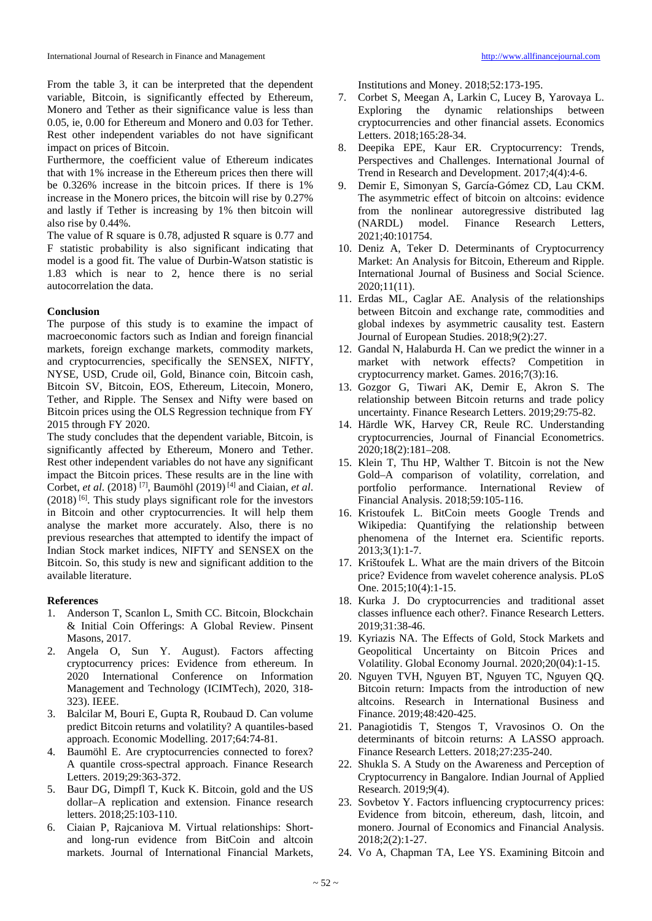From the table 3, it can be interpreted that the dependent variable, Bitcoin, is significantly effected by Ethereum, Monero and Tether as their significance value is less than 0.05, ie, 0.00 for Ethereum and Monero and 0.03 for Tether. Rest other independent variables do not have significant impact on prices of Bitcoin.

Furthermore, the coefficient value of Ethereum indicates that with 1% increase in the Ethereum prices then there will be 0.326% increase in the bitcoin prices. If there is 1% increase in the Monero prices, the bitcoin will rise by 0.27% and lastly if Tether is increasing by 1% then bitcoin will also rise by 0.44%.

The value of R square is 0.78, adjusted R square is 0.77 and F statistic probability is also significant indicating that model is a good fit. The value of Durbin-Watson statistic is 1.83 which is near to 2, hence there is no serial autocorrelation the data.

**Conclusion**

The purpose of this study is to examine the impact of macroeconomic factors such as Indian and foreign financial markets, foreign exchange markets, commodity markets, and cryptocurrencies, specifically the SENSEX, NIFTY, NYSE, USD, Crude oil, Gold, Binance coin, Bitcoin cash, Bitcoin SV, Bitcoin, EOS, Ethereum, Litecoin, Monero, Tether, and Ripple. The Sensex and Nifty were based on Bitcoin prices using the OLS Regression technique from FY 2015 through FY 2020.

The study concludes that the dependent variable, Bitcoin, is significantly affected by Ethereum, Monero and Tether. Rest other independent variables do not have any significant impact the Bitcoin prices. These results are in the line with Corbet, *et al.* (2018) [7], Baumöhl (2019) [4] and Ciaian, *et al.* (2018) [6]. This study plays significant role for the investors in Bitcoin and other cryptocurrencies. It will help them analyse the market more accurately. Also, there is no previous researches that attempted to identify the impact of Indian Stock market indices, NIFTY and SENSEX on the Bitcoin. So, this study is new and significant addition to the available literature.

**References**

1. Anderson T, Scanlon L, Smith CC. Bitcoin, Blockchain & Initial Coin Offerings: A Global Review. Pinsent Masons, 2017.
2. Angela O, Sun Y. August). Factors affecting cryptocurrency prices: Evidence from ethereum. In 2020 International Conference on Information Management and Technology (ICIMTech), 2020, 318-323). IEEE.
3. Balcilar M, Bouri E, Gupta R, Roubaud D. Can volume predict Bitcoin returns and volatility? A quantiles-based approach. Economic Modelling. 2017;64:74-81.
4. Baumöhl E. Are cryptocurrencies connected to forex? A quantile cross-spectral approach. Finance Research Letters. 2019;29:363-372.
5. Baur DG, Dimpfl T, Kuck K. Bitcoin, gold and the US dollar–A replication and extension. Finance research letters. 2018;25:103-110.
6. Ciaian P, Rajcaniova M. Virtual relationships: Short- and long-run evidence from BitCoin and altcoin markets. Journal of International Financial Markets, Institutions and Money. 2018;52:173-195.
7. Corbet S, Meegan A, Larkin C, Lucey B, Yarovaya L. Exploring the dynamic relationships between cryptocurrencies and other financial assets. Economics Letters. 2018;165:28-34.
8. Deepika EPE, Kaur ER. Cryptocurrency: Trends, Perspectives and Challenges. International Journal of Trend in Research and Development. 2017;4(4):4-6.
9. Demir E, Simonyan S, García-Gómez CD, Lau CKM. The asymmetric effect of bitcoin on altcoins: evidence from the nonlinear autoregressive distributed lag (NARDL) model. Finance Research Letters, 2021;40:101754.
10. Deniz A, Teker D. Determinants of Cryptocurrency Market: An Analysis for Bitcoin, Ethereum and Ripple. International Journal of Business and Social Science. 2020;11(11).
11. Erdas ML, Caglar AE. Analysis of the relationships between Bitcoin and exchange rate, commodities and global indexes by asymmetric causality test. Eastern Journal of European Studies. 2018;9(2):27.
12. Gandal N, Halaburda H. Can we predict the winner in a market with network effects? Competition in cryptocurrency market. Games. 2016;7(3):16.
13. Gozgor G, Tiwari AK, Demir E, Akron S. The relationship between Bitcoin returns and trade policy uncertainty. Finance Research Letters. 2019;29:75-82.
14. Härdle WK, Harvey CR, Reule RC. Understanding cryptocurrencies, Journal of Financial Econometrics. 2020;18(2):181–208.
15. Klein T, Thu HP, Walther T. Bitcoin is not the New Gold–A comparison of volatility, correlation, and portfolio performance. International Review of Financial Analysis. 2018;59:105-116.
16. Kristoufek L. BitCoin meets Google Trends and Wikipedia: Quantifying the relationship between phenomena of the Internet era. Scientific reports. 2013;3(1):1-7.
17. Krištoufek L. What are the main drivers of the Bitcoin price? Evidence from wavelet coherence analysis. PLoS One. 2015;10(4):1-15.
18. Kurka J. Do cryptocurrencies and traditional asset classes influence each other?. Finance Research Letters. 2019;31:38-46.
19. Kyriazis NA. The Effects of Gold, Stock Markets and Geopolitical Uncertainty on Bitcoin Prices and Volatility. Global Economy Journal. 2020;20(04):1-15.
20. Nguyen TVH, Nguyen BT, Nguyen TC, Nguyen QQ. Bitcoin return: Impacts from the introduction of new altcoins. Research in International Business and Finance. 2019;48:420-425.
21. Panagiotidis T, Stengos T, Vravosinos O. On the determinants of bitcoin returns: A LASSO approach. Finance Research Letters. 2018;27:235-240.
22. Shukla S. A Study on the Awareness and Perception of Cryptocurrency in Bangalore. Indian Journal of Applied Research. 2019;9(4).
23. Sovbetov Y. Factors influencing cryptocurrency prices: Evidence from bitcoin, ethereum, dash, litcoin, and monero. Journal of Economics and Financial Analysis. 2018;2(2):1-27.
24. Vo A, Chapman TA, Lee YS. Examining Bitcoin and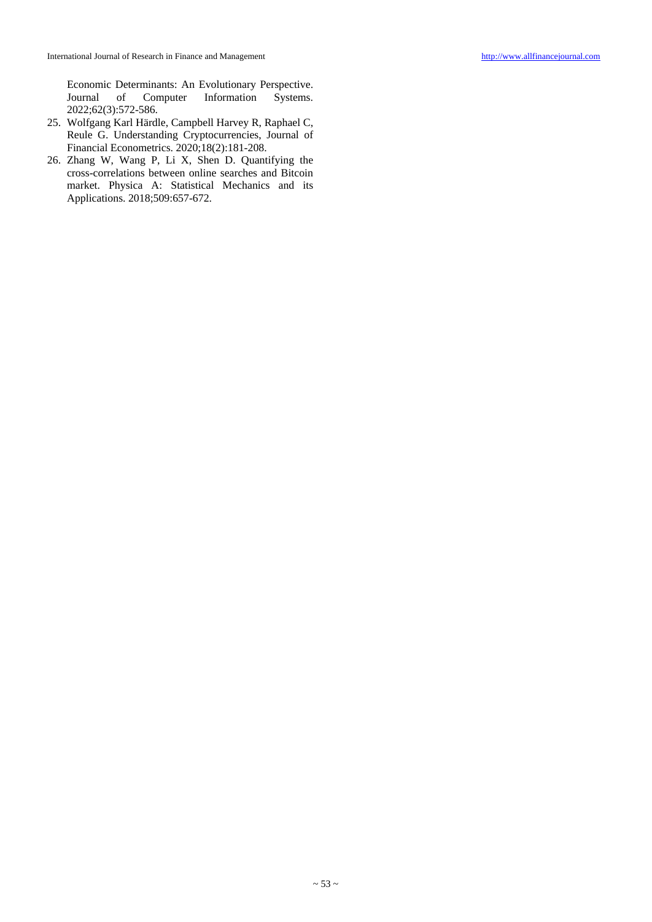Economic Determinants: An Evolutionary Perspective. Journal of Computer Information Systems. 2022;62(3):572-586.

25. Wolfgang Karl Härdle, Campbell Harvey R, Raphael C, Reule G. Understanding Cryptocurrencies, Journal of Financial Econometrics. 2020;18(2):181-208.
26. Zhang W, Wang P, Li X, Shen D. Quantifying the cross-correlations between online searches and Bitcoin market. Physica A: Statistical Mechanics and its Applications. 2018;509:657-672.